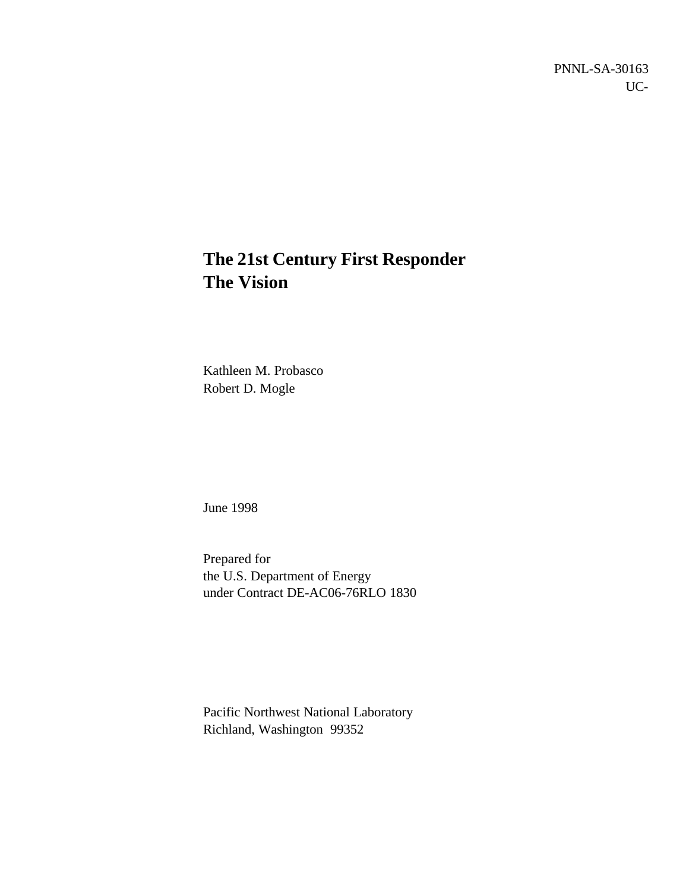PNNL-SA-30163
UC-

# The 21st Century First Responder
# The Vision

Kathleen M. Probasco
Robert D. Mogle

June 1998

Prepared for
the U.S. Department of Energy
under Contract DE-AC06-76RLO 1830

Pacific Northwest National Laboratory
Richland, Washington 99352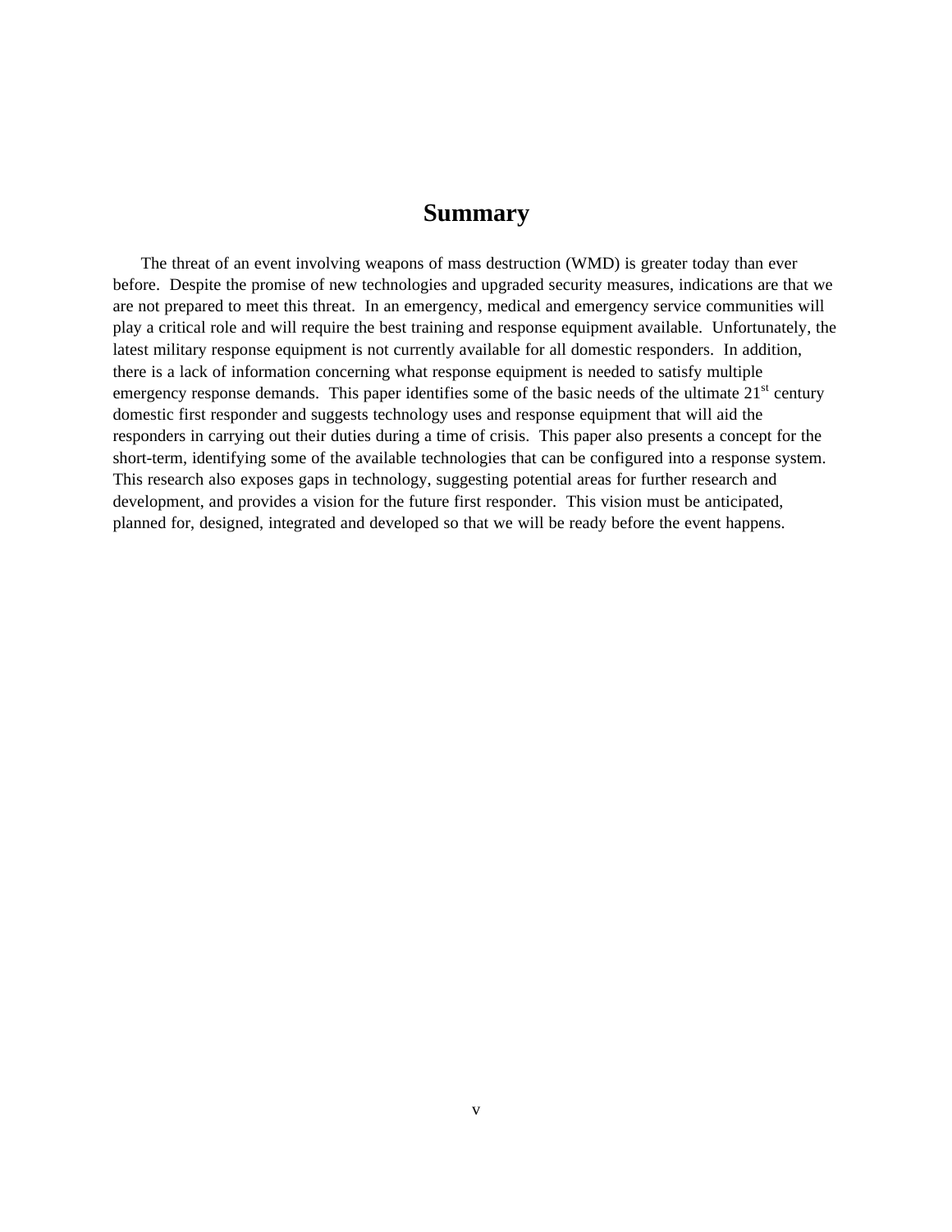# Summary

The threat of an event involving weapons of mass destruction (WMD) is greater today than ever before. Despite the promise of new technologies and upgraded security measures, indications are that we are not prepared to meet this threat. In an emergency, medical and emergency service communities will play a critical role and will require the best training and response equipment available. Unfortunately, the latest military response equipment is not currently available for all domestic responders. In addition, there is a lack of information concerning what response equipment is needed to satisfy multiple emergency response demands. This paper identifies some of the basic needs of the ultimate 21st century domestic first responder and suggests technology uses and response equipment that will aid the responders in carrying out their duties during a time of crisis. This paper also presents a concept for the short-term, identifying some of the available technologies that can be configured into a response system. This research also exposes gaps in technology, suggesting potential areas for further research and development, and provides a vision for the future first responder. This vision must be anticipated, planned for, designed, integrated and developed so that we will be ready before the event happens.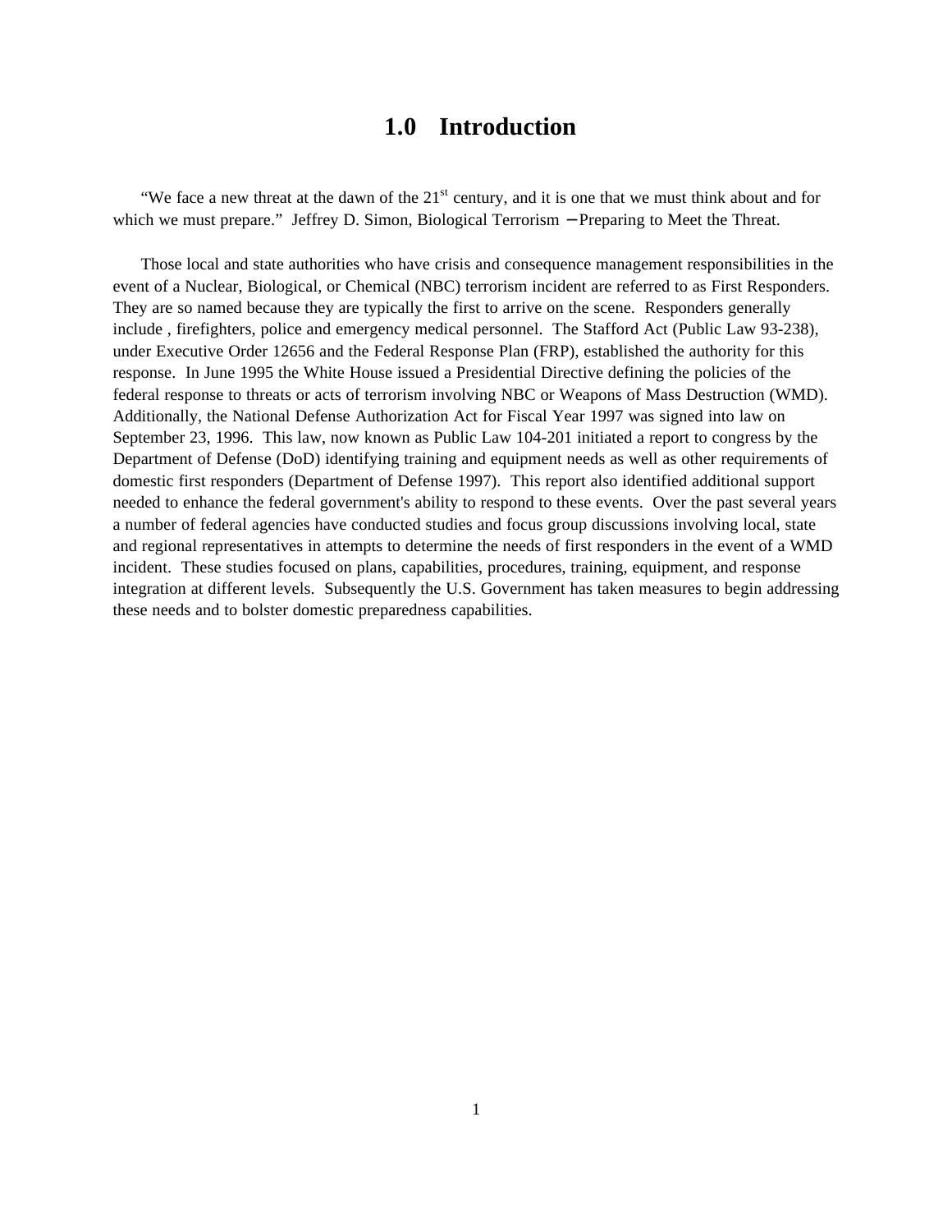# 1.0 Introduction

"We face a new threat at the dawn of the 21st century, and it is one that we must think about and for which we must prepare." Jeffrey D. Simon, Biological Terrorism – Preparing to Meet the Threat.

Those local and state authorities who have crisis and consequence management responsibilities in the event of a Nuclear, Biological, or Chemical (NBC) terrorism incident are referred to as First Responders. They are so named because they are typically the first to arrive on the scene. Responders generally include , firefighters, police and emergency medical personnel. The Stafford Act (Public Law 93-238), under Executive Order 12656 and the Federal Response Plan (FRP), established the authority for this response. In June 1995 the White House issued a Presidential Directive defining the policies of the federal response to threats or acts of terrorism involving NBC or Weapons of Mass Destruction (WMD). Additionally, the National Defense Authorization Act for Fiscal Year 1997 was signed into law on September 23, 1996. This law, now known as Public Law 104-201 initiated a report to congress by the Department of Defense (DoD) identifying training and equipment needs as well as other requirements of domestic first responders (Department of Defense 1997). This report also identified additional support needed to enhance the federal government's ability to respond to these events. Over the past several years a number of federal agencies have conducted studies and focus group discussions involving local, state and regional representatives in attempts to determine the needs of first responders in the event of a WMD incident. These studies focused on plans, capabilities, procedures, training, equipment, and response integration at different levels. Subsequently the U.S. Government has taken measures to begin addressing these needs and to bolster domestic preparedness capabilities.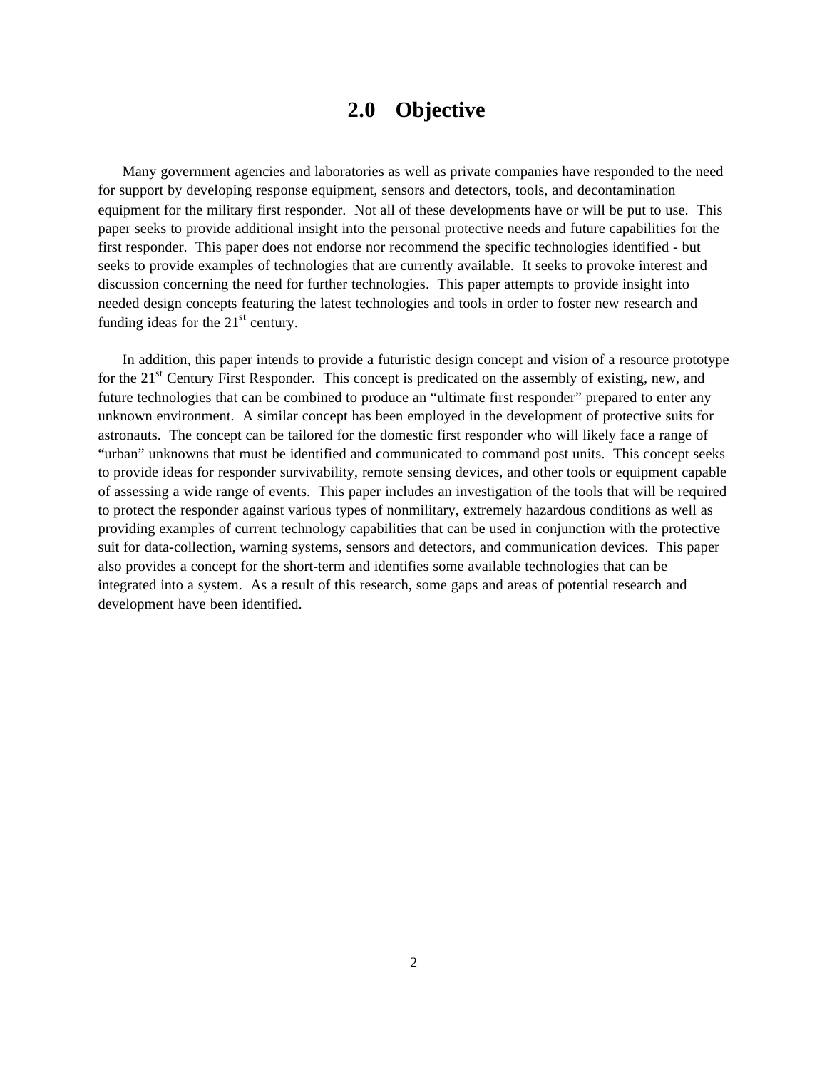## 2.0 Objective

Many government agencies and laboratories as well as private companies have responded to the need for support by developing response equipment, sensors and detectors, tools, and decontamination equipment for the military first responder. Not all of these developments have or will be put to use. This paper seeks to provide additional insight into the personal protective needs and future capabilities for the first responder. This paper does not endorse nor recommend the specific technologies identified - but seeks to provide examples of technologies that are currently available. It seeks to provoke interest and discussion concerning the need for further technologies. This paper attempts to provide insight into needed design concepts featuring the latest technologies and tools in order to foster new research and funding ideas for the 21st century.

In addition, this paper intends to provide a futuristic design concept and vision of a resource prototype for the 21st Century First Responder. This concept is predicated on the assembly of existing, new, and future technologies that can be combined to produce an "ultimate first responder" prepared to enter any unknown environment. A similar concept has been employed in the development of protective suits for astronauts. The concept can be tailored for the domestic first responder who will likely face a range of "urban" unknowns that must be identified and communicated to command post units. This concept seeks to provide ideas for responder survivability, remote sensing devices, and other tools or equipment capable of assessing a wide range of events. This paper includes an investigation of the tools that will be required to protect the responder against various types of nonmilitary, extremely hazardous conditions as well as providing examples of current technology capabilities that can be used in conjunction with the protective suit for data-collection, warning systems, sensors and detectors, and communication devices. This paper also provides a concept for the short-term and identifies some available technologies that can be integrated into a system. As a result of this research, some gaps and areas of potential research and development have been identified.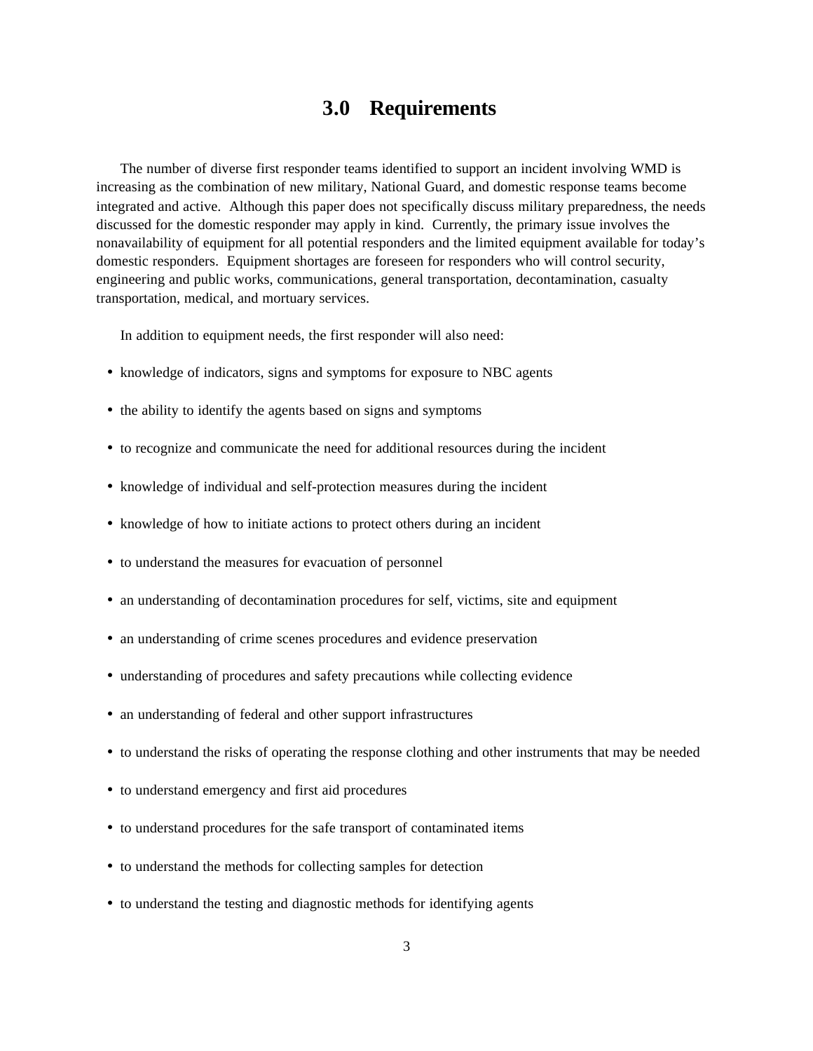# 3.0 Requirements

The number of diverse first responder teams identified to support an incident involving WMD is increasing as the combination of new military, National Guard, and domestic response teams become integrated and active. Although this paper does not specifically discuss military preparedness, the needs discussed for the domestic responder may apply in kind. Currently, the primary issue involves the nonavailability of equipment for all potential responders and the limited equipment available for today's domestic responders. Equipment shortages are foreseen for responders who will control security, engineering and public works, communications, general transportation, decontamination, casualty transportation, medical, and mortuary services.

In addition to equipment needs, the first responder will also need:

- knowledge of indicators, signs and symptoms for exposure to NBC agents
- the ability to identify the agents based on signs and symptoms
- to recognize and communicate the need for additional resources during the incident
- knowledge of individual and self-protection measures during the incident
- knowledge of how to initiate actions to protect others during an incident
- to understand the measures for evacuation of personnel
- an understanding of decontamination procedures for self, victims, site and equipment
- an understanding of crime scenes procedures and evidence preservation
- understanding of procedures and safety precautions while collecting evidence
- an understanding of federal and other support infrastructures
- to understand the risks of operating the response clothing and other instruments that may be needed
- to understand emergency and first aid procedures
- to understand procedures for the safe transport of contaminated items
- to understand the methods for collecting samples for detection
- to understand the testing and diagnostic methods for identifying agents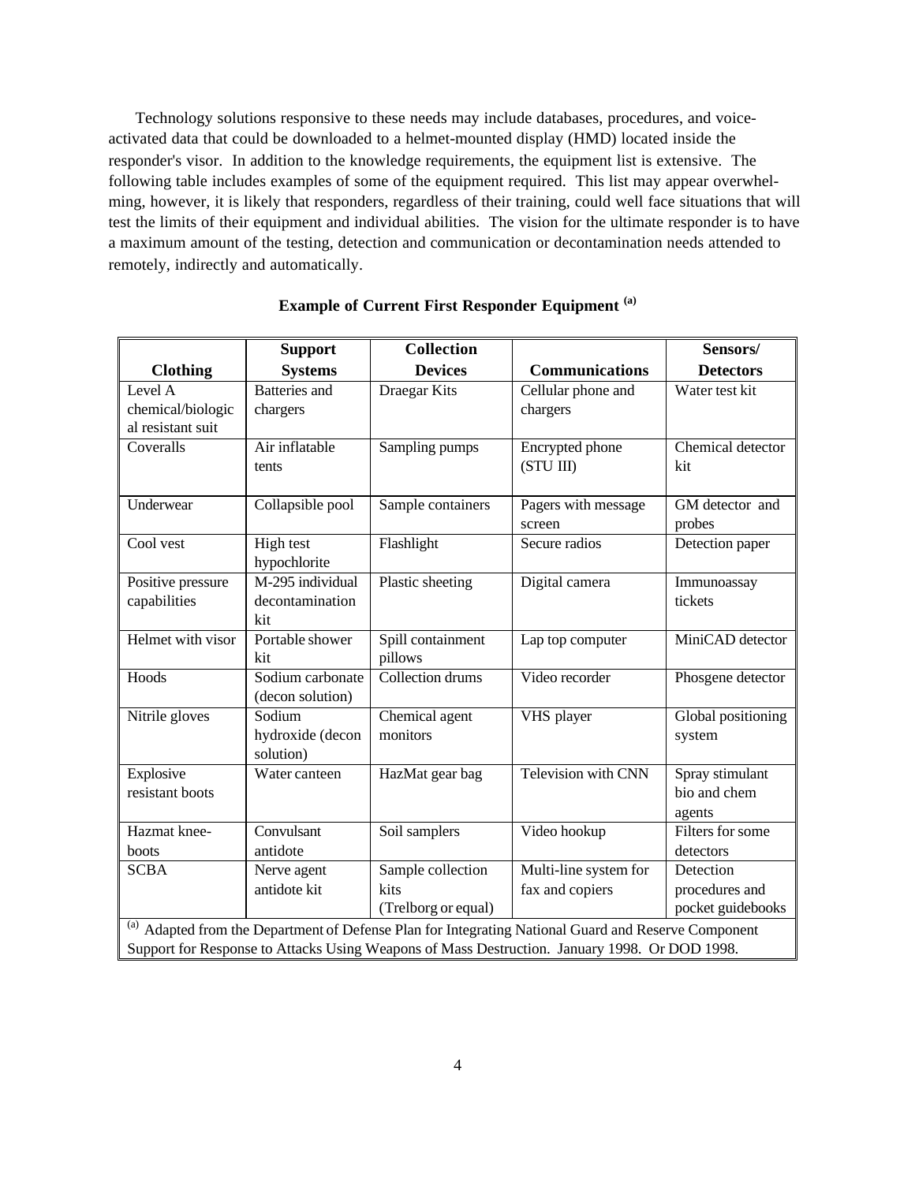Technology solutions responsive to these needs may include databases, procedures, and voice-activated data that could be downloaded to a helmet-mounted display (HMD) located inside the responder's visor. In addition to the knowledge requirements, the equipment list is extensive. The following table includes examples of some of the equipment required. This list may appear overwhelming, however, it is likely that responders, regardless of their training, could well face situations that will test the limits of their equipment and individual abilities. The vision for the ultimate responder is to have a maximum amount of the testing, detection and communication or decontamination needs attended to remotely, indirectly and automatically.

**Example of Current First Responder Equipment [(a)]**

| Clothing | Support Systems | Collection Devices | Communications | Sensors/ Detectors |
|---|---|---|---|---|
| Level A chemical/biological resistant suit | Batteries and chargers | Draegar Kits | Cellular phone and chargers | Water test kit |
| Coveralls | Air inflatable tents | Sampling pumps | Encrypted phone (STU III) | Chemical detector kit |
| Underwear | Collapsible pool | Sample containers | Pagers with message screen | GM detector and probes |
| Cool vest | High test hypochlorite | Flashlight | Secure radios | Detection paper |
| Positive pressure capabilities | M-295 individual decontamination kit | Plastic sheeting | Digital camera | Immunoassay tickets |
| Helmet with visor | Portable shower kit | Spill containment pillows | Lap top computer | MiniCAD detector |
| Hoods | Sodium carbonate (decon solution) | Collection drums | Video recorder | Phosgene detector |
| Nitrile gloves | Sodium hydroxide (decon solution) | Chemical agent monitors | VHS player | Global positioning system |
| Explosive resistant boots | Water canteen | HazMat gear bag | Television with CNN | Spray stimulant bio and chem agents |
| Hazmat knee-boots | Convulsant antidote | Soil samplers | Video hookup | Filters for some detectors |
| SCBA | Nerve agent antidote kit | Sample collection kits (Trelborg or equal) | Multi-line system for fax and copiers | Detection procedures and pocket guidebooks |

[(a)] Adapted from the Department of Defense Plan for Integrating National Guard and Reserve Component Support for Response to Attacks Using Weapons of Mass Destruction. January 1998. Or DOD 1998.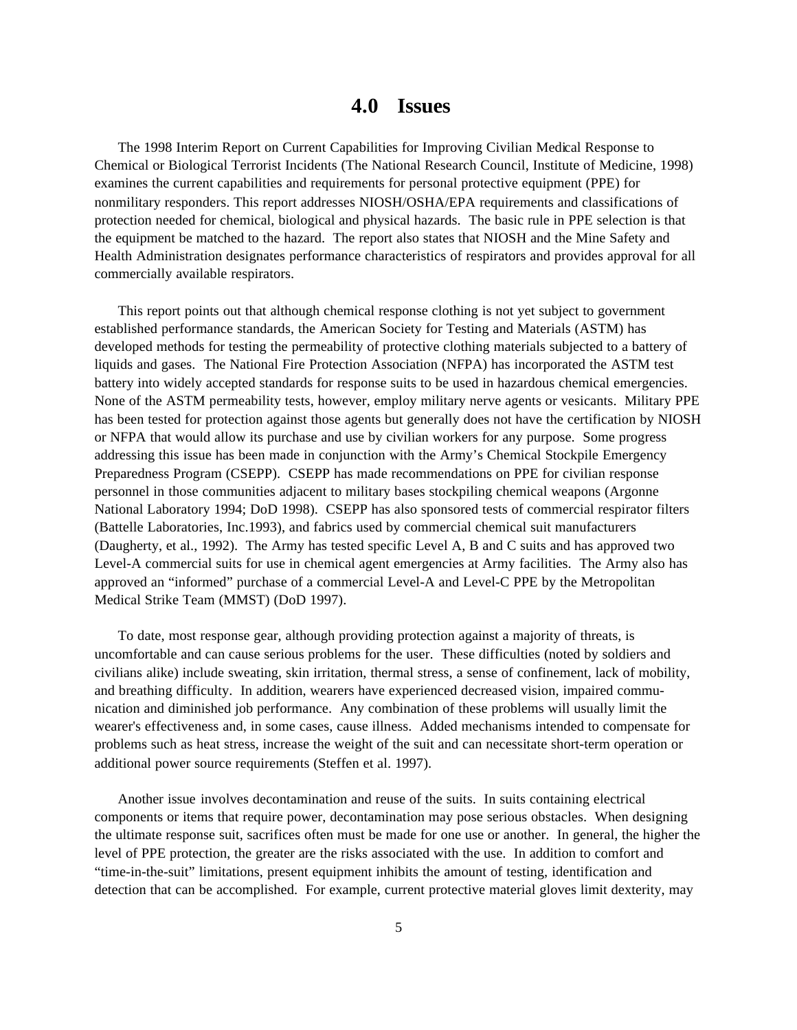# 4.0 Issues

The 1998 Interim Report on Current Capabilities for Improving Civilian Medical Response to Chemical or Biological Terrorist Incidents (The National Research Council, Institute of Medicine, 1998) examines the current capabilities and requirements for personal protective equipment (PPE) for nonmilitary responders. This report addresses NIOSH/OSHA/EPA requirements and classifications of protection needed for chemical, biological and physical hazards. The basic rule in PPE selection is that the equipment be matched to the hazard. The report also states that NIOSH and the Mine Safety and Health Administration designates performance characteristics of respirators and provides approval for all commercially available respirators.

This report points out that although chemical response clothing is not yet subject to government established performance standards, the American Society for Testing and Materials (ASTM) has developed methods for testing the permeability of protective clothing materials subjected to a battery of liquids and gases. The National Fire Protection Association (NFPA) has incorporated the ASTM test battery into widely accepted standards for response suits to be used in hazardous chemical emergencies. None of the ASTM permeability tests, however, employ military nerve agents or vesicants. Military PPE has been tested for protection against those agents but generally does not have the certification by NIOSH or NFPA that would allow its purchase and use by civilian workers for any purpose. Some progress addressing this issue has been made in conjunction with the Army's Chemical Stockpile Emergency Preparedness Program (CSEPP). CSEPP has made recommendations on PPE for civilian response personnel in those communities adjacent to military bases stockpiling chemical weapons (Argonne National Laboratory 1994; DoD 1998). CSEPP has also sponsored tests of commercial respirator filters (Battelle Laboratories, Inc.1993), and fabrics used by commercial chemical suit manufacturers (Daugherty, et al., 1992). The Army has tested specific Level A, B and C suits and has approved two Level-A commercial suits for use in chemical agent emergencies at Army facilities. The Army also has approved an "informed" purchase of a commercial Level-A and Level-C PPE by the Metropolitan Medical Strike Team (MMST) (DoD 1997).

To date, most response gear, although providing protection against a majority of threats, is uncomfortable and can cause serious problems for the user. These difficulties (noted by soldiers and civilians alike) include sweating, skin irritation, thermal stress, a sense of confinement, lack of mobility, and breathing difficulty. In addition, wearers have experienced decreased vision, impaired communication and diminished job performance. Any combination of these problems will usually limit the wearer's effectiveness and, in some cases, cause illness. Added mechanisms intended to compensate for problems such as heat stress, increase the weight of the suit and can necessitate short-term operation or additional power source requirements (Steffen et al. 1997).

Another issue involves decontamination and reuse of the suits. In suits containing electrical components or items that require power, decontamination may pose serious obstacles. When designing the ultimate response suit, sacrifices often must be made for one use or another. In general, the higher the level of PPE protection, the greater are the risks associated with the use. In addition to comfort and "time-in-the-suit" limitations, present equipment inhibits the amount of testing, identification and detection that can be accomplished. For example, current protective material gloves limit dexterity, may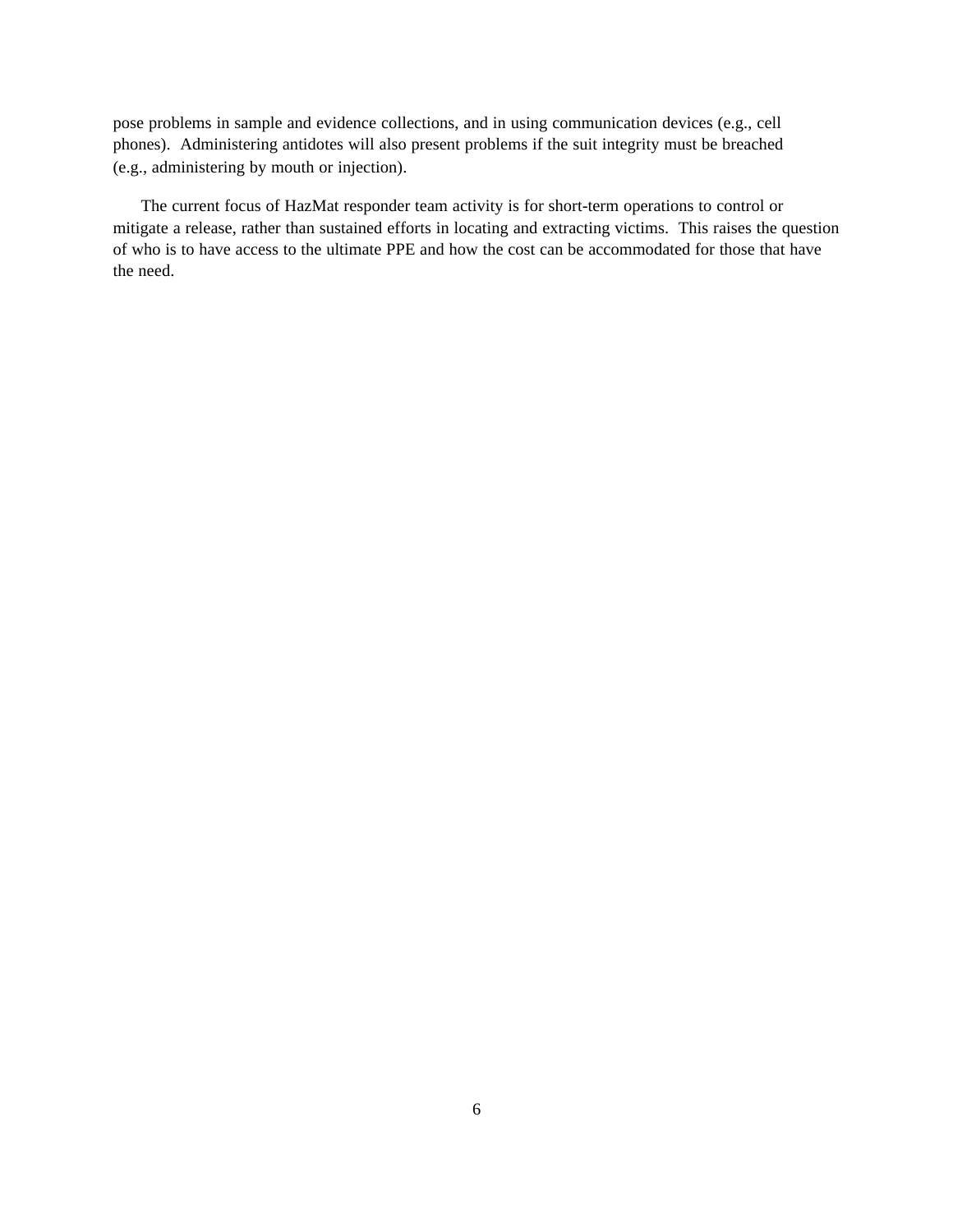pose problems in sample and evidence collections, and in using communication devices (e.g., cell phones). Administering antidotes will also present problems if the suit integrity must be breached (e.g., administering by mouth or injection).

The current focus of HazMat responder team activity is for short-term operations to control or mitigate a release, rather than sustained efforts in locating and extracting victims. This raises the question of who is to have access to the ultimate PPE and how the cost can be accommodated for those that have the need.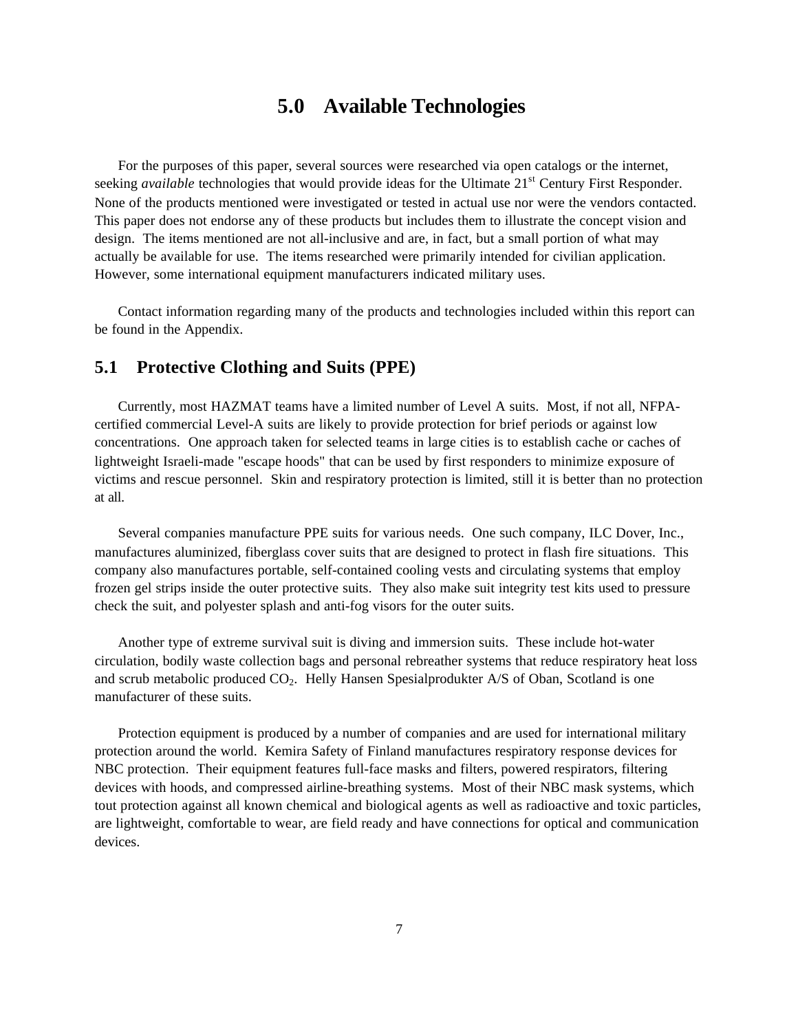# 5.0 Available Technologies

For the purposes of this paper, several sources were researched via open catalogs or the internet, seeking *available* technologies that would provide ideas for the Ultimate 21st Century First Responder. None of the products mentioned were investigated or tested in actual use nor were the vendors contacted. This paper does not endorse any of these products but includes them to illustrate the concept vision and design. The items mentioned are not all-inclusive and are, in fact, but a small portion of what may actually be available for use. The items researched were primarily intended for civilian application. However, some international equipment manufacturers indicated military uses.

Contact information regarding many of the products and technologies included within this report can be found in the Appendix.

## 5.1 Protective Clothing and Suits (PPE)

Currently, most HAZMAT teams have a limited number of Level A suits. Most, if not all, NFPA-certified commercial Level-A suits are likely to provide protection for brief periods or against low concentrations. One approach taken for selected teams in large cities is to establish cache or caches of lightweight Israeli-made "escape hoods" that can be used by first responders to minimize exposure of victims and rescue personnel. Skin and respiratory protection is limited, still it is better than no protection at all.

Several companies manufacture PPE suits for various needs. One such company, ILC Dover, Inc., manufactures aluminized, fiberglass cover suits that are designed to protect in flash fire situations. This company also manufactures portable, self-contained cooling vests and circulating systems that employ frozen gel strips inside the outer protective suits. They also make suit integrity test kits used to pressure check the suit, and polyester splash and anti-fog visors for the outer suits.

Another type of extreme survival suit is diving and immersion suits. These include hot-water circulation, bodily waste collection bags and personal rebreather systems that reduce respiratory heat loss and scrub metabolic produced $CO_2$. Helly Hansen Spesialprodukter A/S of Oban, Scotland is one manufacturer of these suits.

Protection equipment is produced by a number of companies and are used for international military protection around the world. Kemira Safety of Finland manufactures respiratory response devices for NBC protection. Their equipment features full-face masks and filters, powered respirators, filtering devices with hoods, and compressed airline-breathing systems. Most of their NBC mask systems, which tout protection against all known chemical and biological agents as well as radioactive and toxic particles, are lightweight, comfortable to wear, are field ready and have connections for optical and communication devices.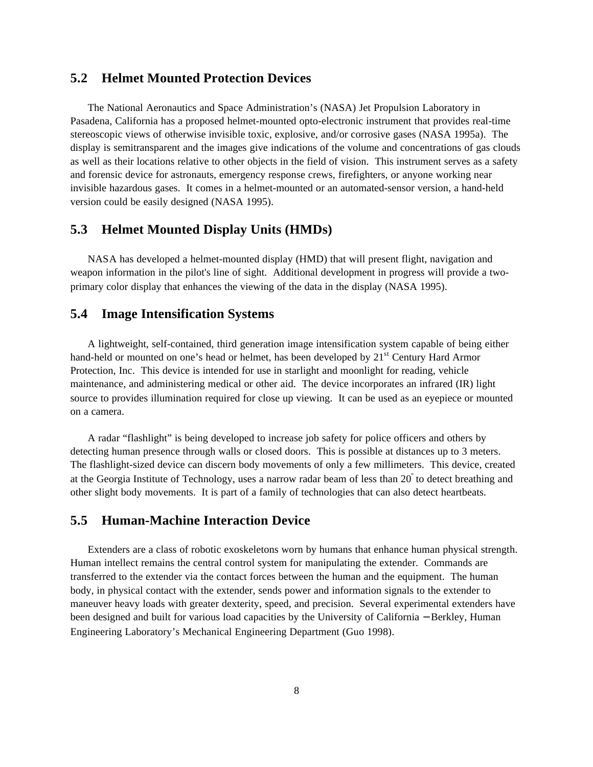## 5.2 Helmet Mounted Protection Devices

The National Aeronautics and Space Administration's (NASA) Jet Propulsion Laboratory in Pasadena, California has a proposed helmet-mounted opto-electronic instrument that provides real-time stereoscopic views of otherwise invisible toxic, explosive, and/or corrosive gases (NASA 1995a). The display is semitransparent and the images give indications of the volume and concentrations of gas clouds as well as their locations relative to other objects in the field of vision. This instrument serves as a safety and forensic device for astronauts, emergency response crews, firefighters, or anyone working near invisible hazardous gases. It comes in a helmet-mounted or an automated-sensor version, a hand-held version could be easily designed (NASA 1995).

## 5.3 Helmet Mounted Display Units (HMDs)

NASA has developed a helmet-mounted display (HMD) that will present flight, navigation and weapon information in the pilot's line of sight. Additional development in progress will provide a two-primary color display that enhances the viewing of the data in the display (NASA 1995).

## 5.4 Image Intensification Systems

A lightweight, self-contained, third generation image intensification system capable of being either hand-held or mounted on one's head or helmet, has been developed by 21st Century Hard Armor Protection, Inc. This device is intended for use in starlight and moonlight for reading, vehicle maintenance, and administering medical or other aid. The device incorporates an infrared (IR) light source to provides illumination required for close up viewing. It can be used as an eyepiece or mounted on a camera.

A radar "flashlight" is being developed to increase job safety for police officers and others by detecting human presence through walls or closed doors. This is possible at distances up to 3 meters. The flashlight-sized device can discern body movements of only a few millimeters. This device, created at the Georgia Institute of Technology, uses a narrow radar beam of less than 20° to detect breathing and other slight body movements. It is part of a family of technologies that can also detect heartbeats.

## 5.5 Human-Machine Interaction Device

Extenders are a class of robotic exoskeletons worn by humans that enhance human physical strength. Human intellect remains the central control system for manipulating the extender. Commands are transferred to the extender via the contact forces between the human and the equipment. The human body, in physical contact with the extender, sends power and information signals to the extender to maneuver heavy loads with greater dexterity, speed, and precision. Several experimental extenders have been designed and built for various load capacities by the University of California − Berkley, Human Engineering Laboratory's Mechanical Engineering Department (Guo 1998).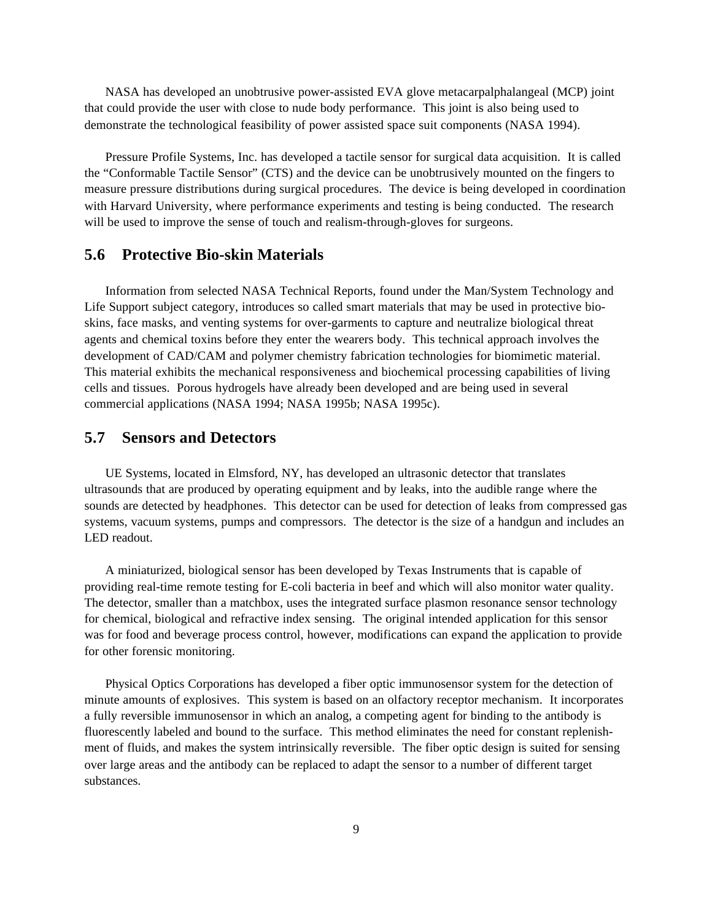NASA has developed an unobtrusive power-assisted EVA glove metacarpalphalangeal (MCP) joint that could provide the user with close to nude body performance. This joint is also being used to demonstrate the technological feasibility of power assisted space suit components (NASA 1994).

Pressure Profile Systems, Inc. has developed a tactile sensor for surgical data acquisition. It is called the "Conformable Tactile Sensor" (CTS) and the device can be unobtrusively mounted on the fingers to measure pressure distributions during surgical procedures. The device is being developed in coordination with Harvard University, where performance experiments and testing is being conducted. The research will be used to improve the sense of touch and realism-through-gloves for surgeons.

## 5.6 Protective Bio-skin Materials

Information from selected NASA Technical Reports, found under the Man/System Technology and Life Support subject category, introduces so called smart materials that may be used in protective bio-skins, face masks, and venting systems for over-garments to capture and neutralize biological threat agents and chemical toxins before they enter the wearers body. This technical approach involves the development of CAD/CAM and polymer chemistry fabrication technologies for biomimetic material. This material exhibits the mechanical responsiveness and biochemical processing capabilities of living cells and tissues. Porous hydrogels have already been developed and are being used in several commercial applications (NASA 1994; NASA 1995b; NASA 1995c).

## 5.7 Sensors and Detectors

UE Systems, located in Elmsford, NY, has developed an ultrasonic detector that translates ultrasounds that are produced by operating equipment and by leaks, into the audible range where the sounds are detected by headphones. This detector can be used for detection of leaks from compressed gas systems, vacuum systems, pumps and compressors. The detector is the size of a handgun and includes an LED readout.

A miniaturized, biological sensor has been developed by Texas Instruments that is capable of providing real-time remote testing for E-coli bacteria in beef and which will also monitor water quality. The detector, smaller than a matchbox, uses the integrated surface plasmon resonance sensor technology for chemical, biological and refractive index sensing. The original intended application for this sensor was for food and beverage process control, however, modifications can expand the application to provide for other forensic monitoring.

Physical Optics Corporations has developed a fiber optic immunosensor system for the detection of minute amounts of explosives. This system is based on an olfactory receptor mechanism. It incorporates a fully reversible immunosensor in which an analog, a competing agent for binding to the antibody is fluorescently labeled and bound to the surface. This method eliminates the need for constant replenishment of fluids, and makes the system intrinsically reversible. The fiber optic design is suited for sensing over large areas and the antibody can be replaced to adapt the sensor to a number of different target substances.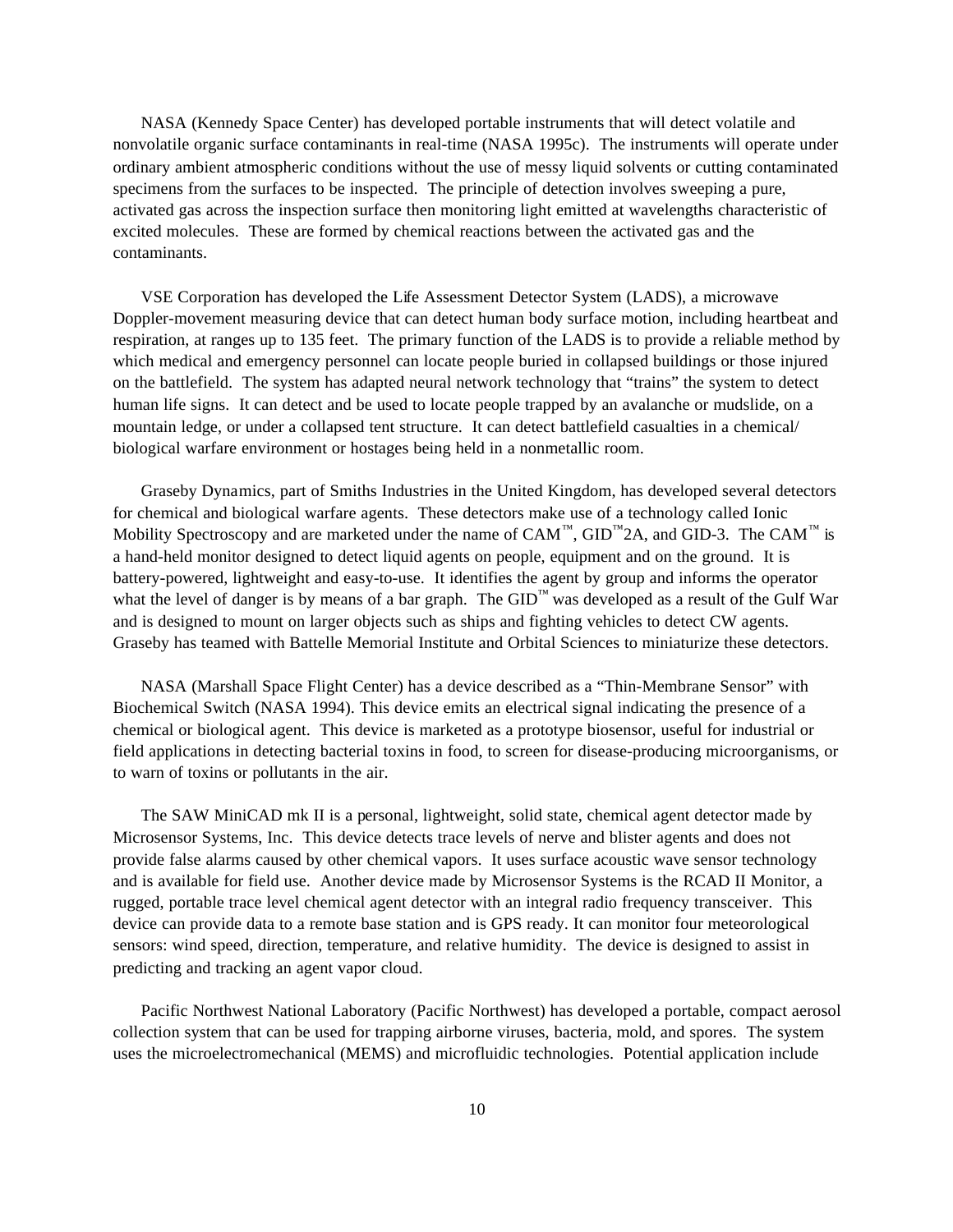NASA (Kennedy Space Center) has developed portable instruments that will detect volatile and nonvolatile organic surface contaminants in real-time (NASA 1995c). The instruments will operate under ordinary ambient atmospheric conditions without the use of messy liquid solvents or cutting contaminated specimens from the surfaces to be inspected. The principle of detection involves sweeping a pure, activated gas across the inspection surface then monitoring light emitted at wavelengths characteristic of excited molecules. These are formed by chemical reactions between the activated gas and the contaminants.

VSE Corporation has developed the Life Assessment Detector System (LADS), a microwave Doppler-movement measuring device that can detect human body surface motion, including heartbeat and respiration, at ranges up to 135 feet. The primary function of the LADS is to provide a reliable method by which medical and emergency personnel can locate people buried in collapsed buildings or those injured on the battlefield. The system has adapted neural network technology that "trains" the system to detect human life signs. It can detect and be used to locate people trapped by an avalanche or mudslide, on a mountain ledge, or under a collapsed tent structure. It can detect battlefield casualties in a chemical/ biological warfare environment or hostages being held in a nonmetallic room.

Graseby Dynamics, part of Smiths Industries in the United Kingdom, has developed several detectors for chemical and biological warfare agents. These detectors make use of a technology called Ionic Mobility Spectroscopy and are marketed under the name of CAM™, GID™2A, and GID-3. The CAM™ is a hand-held monitor designed to detect liquid agents on people, equipment and on the ground. It is battery-powered, lightweight and easy-to-use. It identifies the agent by group and informs the operator what the level of danger is by means of a bar graph. The GID™ was developed as a result of the Gulf War and is designed to mount on larger objects such as ships and fighting vehicles to detect CW agents. Graseby has teamed with Battelle Memorial Institute and Orbital Sciences to miniaturize these detectors.

NASA (Marshall Space Flight Center) has a device described as a "Thin-Membrane Sensor" with Biochemical Switch (NASA 1994). This device emits an electrical signal indicating the presence of a chemical or biological agent. This device is marketed as a prototype biosensor, useful for industrial or field applications in detecting bacterial toxins in food, to screen for disease-producing microorganisms, or to warn of toxins or pollutants in the air.

The SAW MiniCAD mk II is a personal, lightweight, solid state, chemical agent detector made by Microsensor Systems, Inc. This device detects trace levels of nerve and blister agents and does not provide false alarms caused by other chemical vapors. It uses surface acoustic wave sensor technology and is available for field use. Another device made by Microsensor Systems is the RCAD II Monitor, a rugged, portable trace level chemical agent detector with an integral radio frequency transceiver. This device can provide data to a remote base station and is GPS ready. It can monitor four meteorological sensors: wind speed, direction, temperature, and relative humidity. The device is designed to assist in predicting and tracking an agent vapor cloud.

Pacific Northwest National Laboratory (Pacific Northwest) has developed a portable, compact aerosol collection system that can be used for trapping airborne viruses, bacteria, mold, and spores. The system uses the microelectromechanical (MEMS) and microfluidic technologies. Potential application include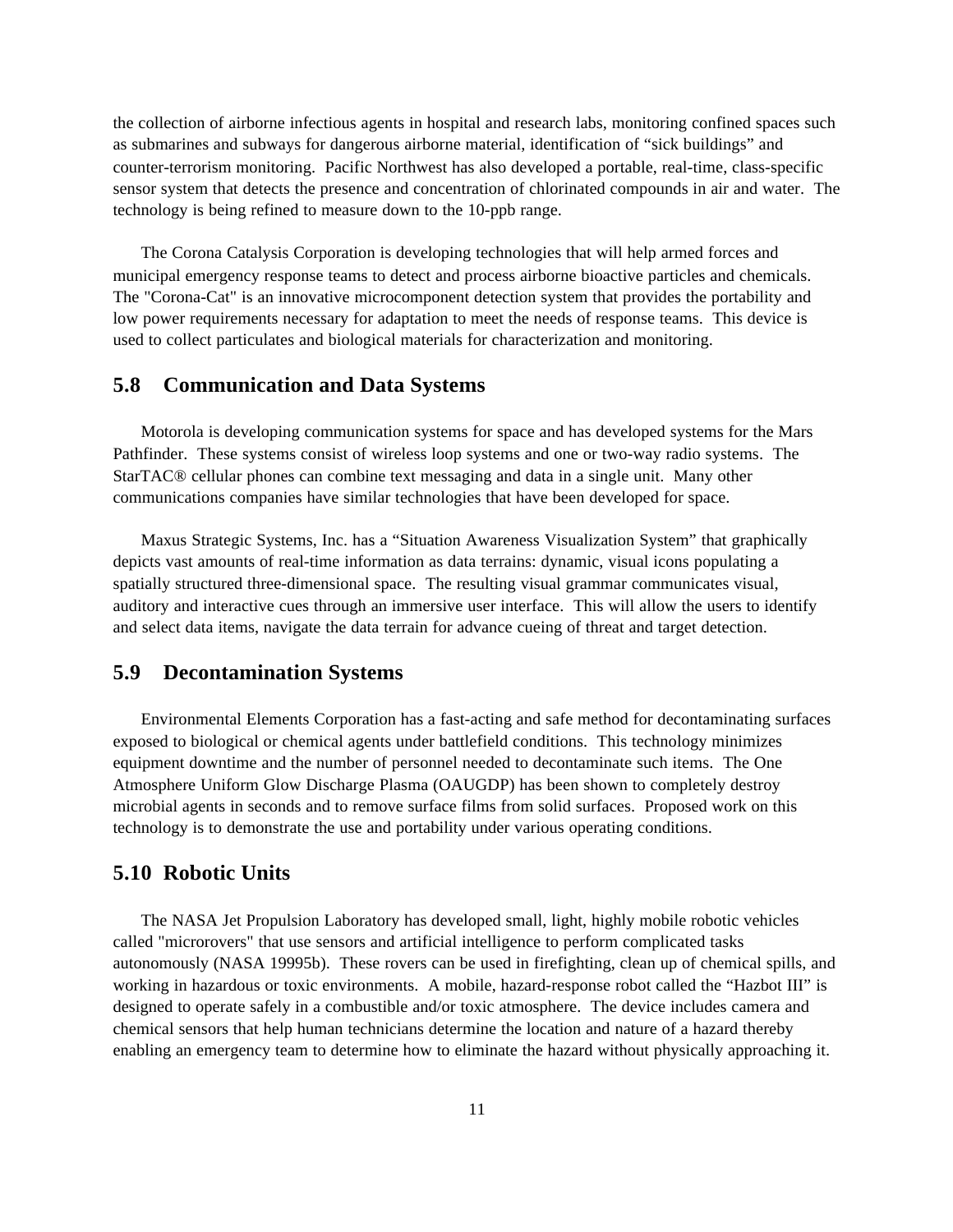the collection of airborne infectious agents in hospital and research labs, monitoring confined spaces such as submarines and subways for dangerous airborne material, identification of "sick buildings" and counter-terrorism monitoring. Pacific Northwest has also developed a portable, real-time, class-specific sensor system that detects the presence and concentration of chlorinated compounds in air and water. The technology is being refined to measure down to the 10-ppb range.

The Corona Catalysis Corporation is developing technologies that will help armed forces and municipal emergency response teams to detect and process airborne bioactive particles and chemicals. The "Corona-Cat" is an innovative microcomponent detection system that provides the portability and low power requirements necessary for adaptation to meet the needs of response teams. This device is used to collect particulates and biological materials for characterization and monitoring.

## 5.8 Communication and Data Systems

Motorola is developing communication systems for space and has developed systems for the Mars Pathfinder. These systems consist of wireless loop systems and one or two-way radio systems. The StarTAC® cellular phones can combine text messaging and data in a single unit. Many other communications companies have similar technologies that have been developed for space.

Maxus Strategic Systems, Inc. has a "Situation Awareness Visualization System" that graphically depicts vast amounts of real-time information as data terrains: dynamic, visual icons populating a spatially structured three-dimensional space. The resulting visual grammar communicates visual, auditory and interactive cues through an immersive user interface. This will allow the users to identify and select data items, navigate the data terrain for advance cueing of threat and target detection.

## 5.9 Decontamination Systems

Environmental Elements Corporation has a fast-acting and safe method for decontaminating surfaces exposed to biological or chemical agents under battlefield conditions. This technology minimizes equipment downtime and the number of personnel needed to decontaminate such items. The One Atmosphere Uniform Glow Discharge Plasma (OAUGDP) has been shown to completely destroy microbial agents in seconds and to remove surface films from solid surfaces. Proposed work on this technology is to demonstrate the use and portability under various operating conditions.

## 5.10 Robotic Units

The NASA Jet Propulsion Laboratory has developed small, light, highly mobile robotic vehicles called "microrovers" that use sensors and artificial intelligence to perform complicated tasks autonomously (NASA 19995b). These rovers can be used in firefighting, clean up of chemical spills, and working in hazardous or toxic environments. A mobile, hazard-response robot called the "Hazbot III" is designed to operate safely in a combustible and/or toxic atmosphere. The device includes camera and chemical sensors that help human technicians determine the location and nature of a hazard thereby enabling an emergency team to determine how to eliminate the hazard without physically approaching it.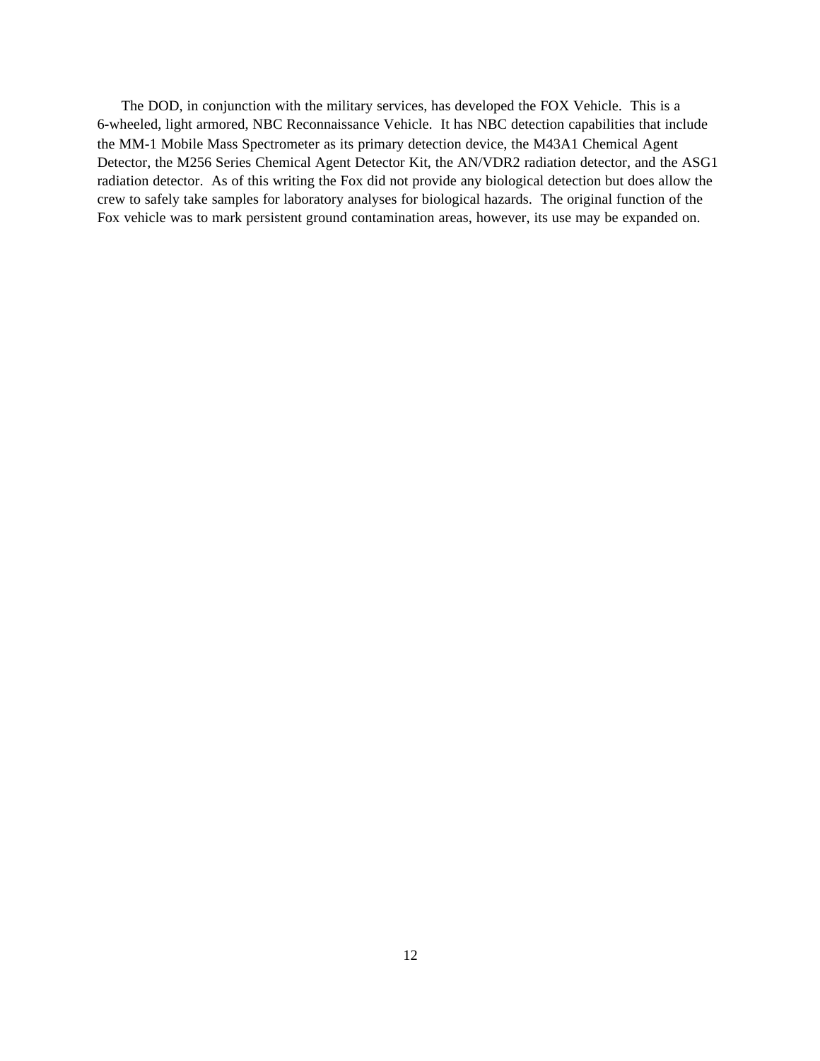The DOD, in conjunction with the military services, has developed the FOX Vehicle. This is a 6-wheeled, light armored, NBC Reconnaissance Vehicle. It has NBC detection capabilities that include the MM-1 Mobile Mass Spectrometer as its primary detection device, the M43A1 Chemical Agent Detector, the M256 Series Chemical Agent Detector Kit, the AN/VDR2 radiation detector, and the ASG1 radiation detector. As of this writing the Fox did not provide any biological detection but does allow the crew to safely take samples for laboratory analyses for biological hazards. The original function of the Fox vehicle was to mark persistent ground contamination areas, however, its use may be expanded on.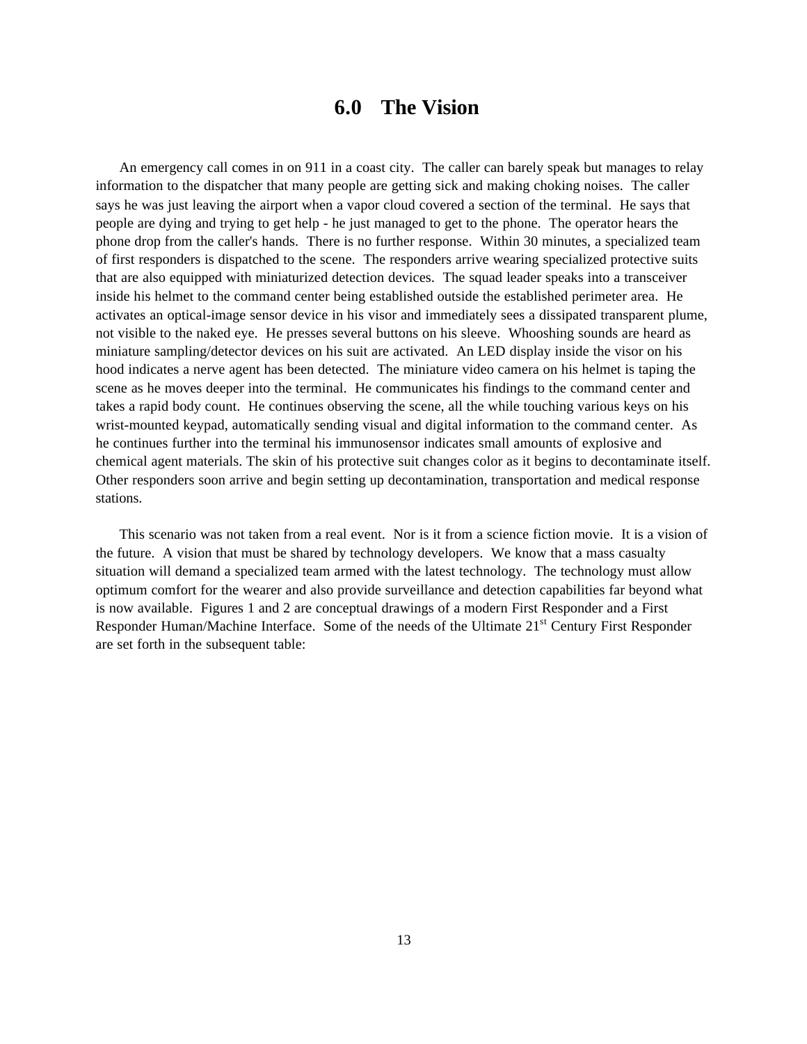# 6.0 The Vision

An emergency call comes in on 911 in a coast city. The caller can barely speak but manages to relay information to the dispatcher that many people are getting sick and making choking noises. The caller says he was just leaving the airport when a vapor cloud covered a section of the terminal. He says that people are dying and trying to get help - he just managed to get to the phone. The operator hears the phone drop from the caller's hands. There is no further response. Within 30 minutes, a specialized team of first responders is dispatched to the scene. The responders arrive wearing specialized protective suits that are also equipped with miniaturized detection devices. The squad leader speaks into a transceiver inside his helmet to the command center being established outside the established perimeter area. He activates an optical-image sensor device in his visor and immediately sees a dissipated transparent plume, not visible to the naked eye. He presses several buttons on his sleeve. Whooshing sounds are heard as miniature sampling/detector devices on his suit are activated. An LED display inside the visor on his hood indicates a nerve agent has been detected. The miniature video camera on his helmet is taping the scene as he moves deeper into the terminal. He communicates his findings to the command center and takes a rapid body count. He continues observing the scene, all the while touching various keys on his wrist-mounted keypad, automatically sending visual and digital information to the command center. As he continues further into the terminal his immunosensor indicates small amounts of explosive and chemical agent materials. The skin of his protective suit changes color as it begins to decontaminate itself. Other responders soon arrive and begin setting up decontamination, transportation and medical response stations.

This scenario was not taken from a real event. Nor is it from a science fiction movie. It is a vision of the future. A vision that must be shared by technology developers. We know that a mass casualty situation will demand a specialized team armed with the latest technology. The technology must allow optimum comfort for the wearer and also provide surveillance and detection capabilities far beyond what is now available. Figures 1 and 2 are conceptual drawings of a modern First Responder and a First Responder Human/Machine Interface. Some of the needs of the Ultimate 21st Century First Responder are set forth in the subsequent table: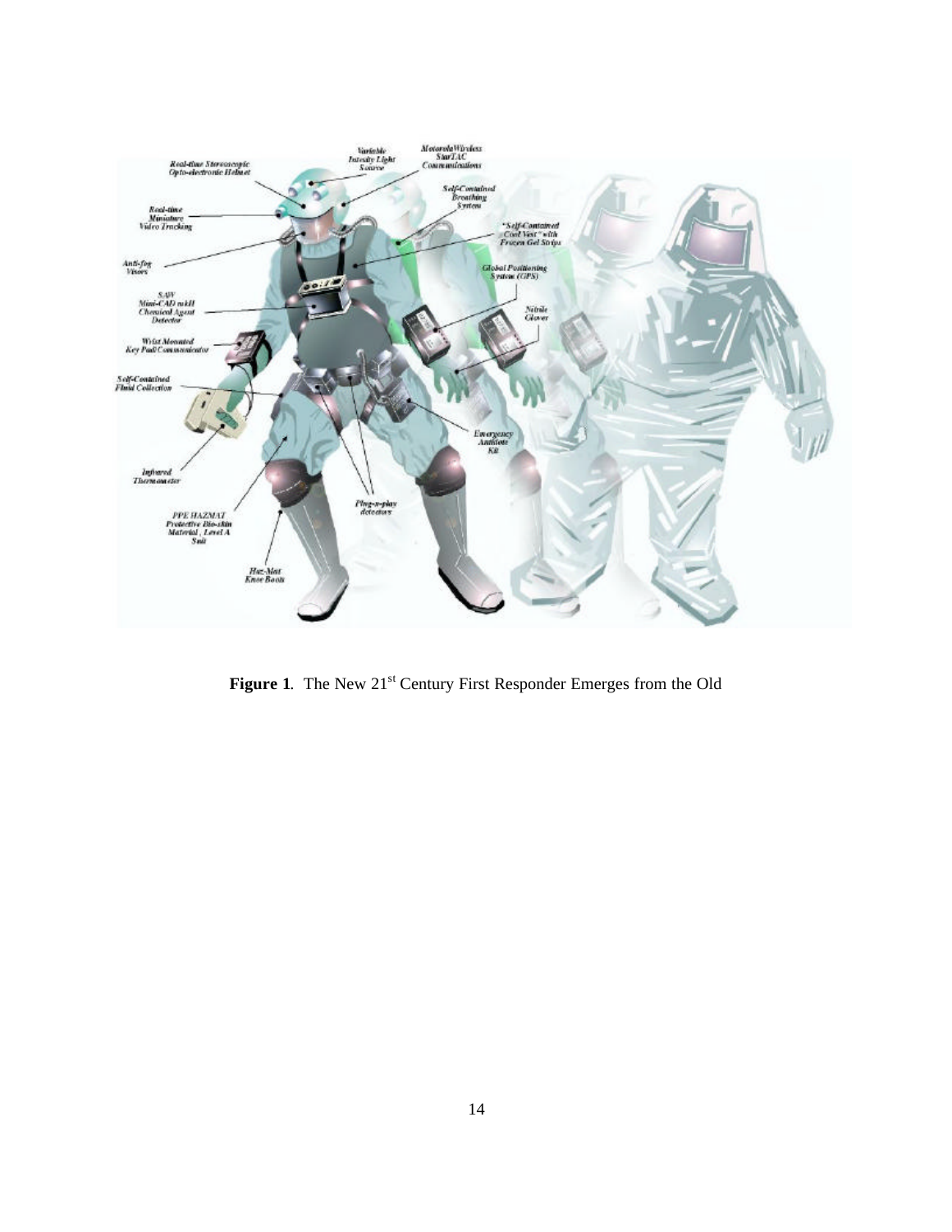**Figure 1**. The New 21[st] Century First Responder Emerges from the Old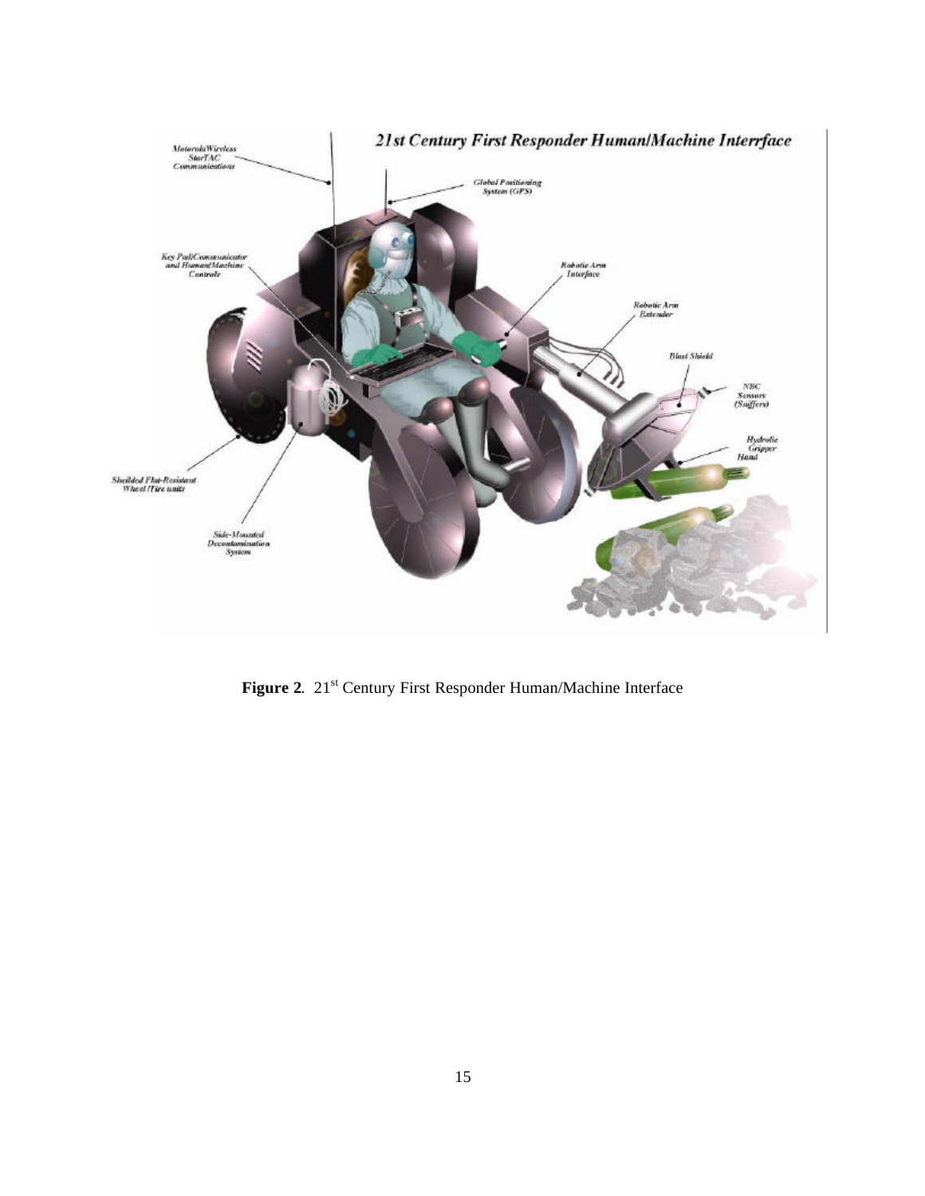**Figure 2**. 21st Century First Responder Human/Machine Interface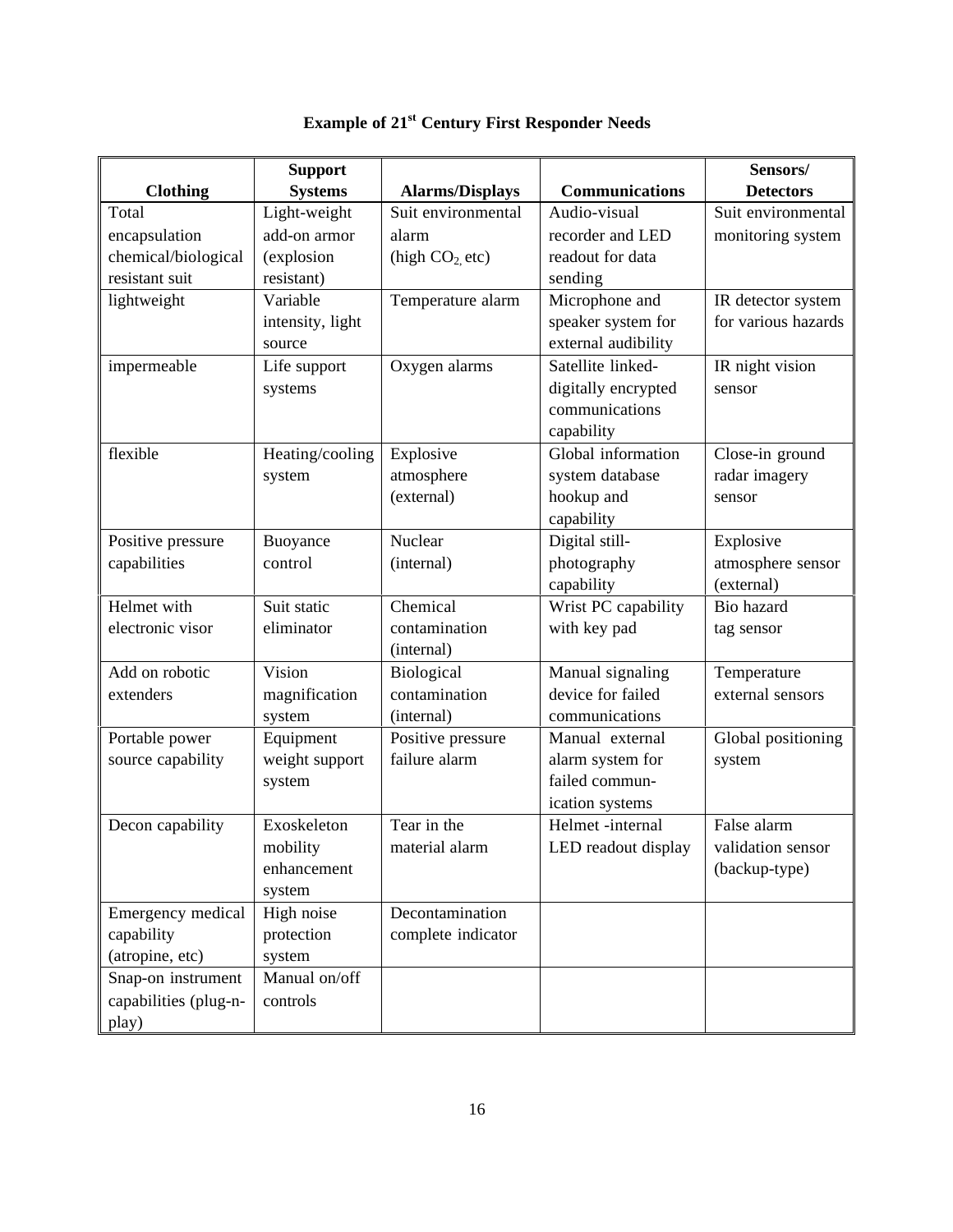# Example of 21st Century First Responder Needs

| Clothing | Support Systems | Alarms/Displays | Communications | Sensors/ Detectors |
|---|---|---|---|---|
| Total encapsulation chemical/biological resistant suit | Light-weight add-on armor (explosion resistant) | Suit environmental alarm (high $CO_2$, etc) | Audio-visual recorder and LED readout for data sending | Suit environmental monitoring system |
| lightweight | Variable intensity, light source | Temperature alarm | Microphone and speaker system for external audibility | IR detector system for various hazards |
| impermeable | Life support systems | Oxygen alarms | Satellite linked-digitally encrypted communications capability | IR night vision sensor |
| flexible | Heating/cooling system | Explosive atmosphere (external) | Global information system database hookup and capability | Close-in ground radar imagery sensor |
| Positive pressure capabilities | Buoyance control | Nuclear (internal) | Digital still-photography capability | Explosive atmosphere sensor (external) |
| Helmet with electronic visor | Suit static eliminator | Chemical contamination (internal) | Wrist PC capability with key pad | Bio hazard tag sensor |
| Add on robotic extenders | Vision magnification system | Biological contamination (internal) | Manual signaling device for failed communications | Temperature external sensors |
| Portable power source capability | Equipment weight support system | Positive pressure failure alarm | Manual external alarm system for failed commun-ication systems | Global positioning system |
| Decon capability | Exoskeleton mobility enhancement system | Tear in the material alarm | Helmet -internal LED readout display | False alarm validation sensor (backup-type) |
| Emergency medical capability (atropine, etc) | High noise protection system | Decontamination complete indicator | | |
| Snap-on instrument capabilities (plug-n-play) | Manual on/off controls | | | |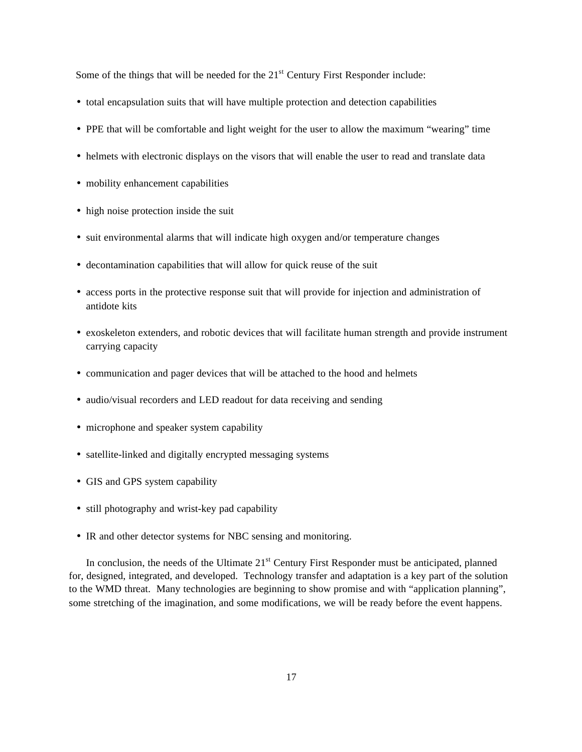Some of the things that will be needed for the 21st Century First Responder include:

- total encapsulation suits that will have multiple protection and detection capabilities
- PPE that will be comfortable and light weight for the user to allow the maximum "wearing" time
- helmets with electronic displays on the visors that will enable the user to read and translate data
- mobility enhancement capabilities
- high noise protection inside the suit
- suit environmental alarms that will indicate high oxygen and/or temperature changes
- decontamination capabilities that will allow for quick reuse of the suit
- access ports in the protective response suit that will provide for injection and administration of antidote kits
- exoskeleton extenders, and robotic devices that will facilitate human strength and provide instrument carrying capacity
- communication and pager devices that will be attached to the hood and helmets
- audio/visual recorders and LED readout for data receiving and sending
- microphone and speaker system capability
- satellite-linked and digitally encrypted messaging systems
- GIS and GPS system capability
- still photography and wrist-key pad capability
- IR and other detector systems for NBC sensing and monitoring.

In conclusion, the needs of the Ultimate 21st Century First Responder must be anticipated, planned for, designed, integrated, and developed. Technology transfer and adaptation is a key part of the solution to the WMD threat. Many technologies are beginning to show promise and with "application planning", some stretching of the imagination, and some modifications, we will be ready before the event happens.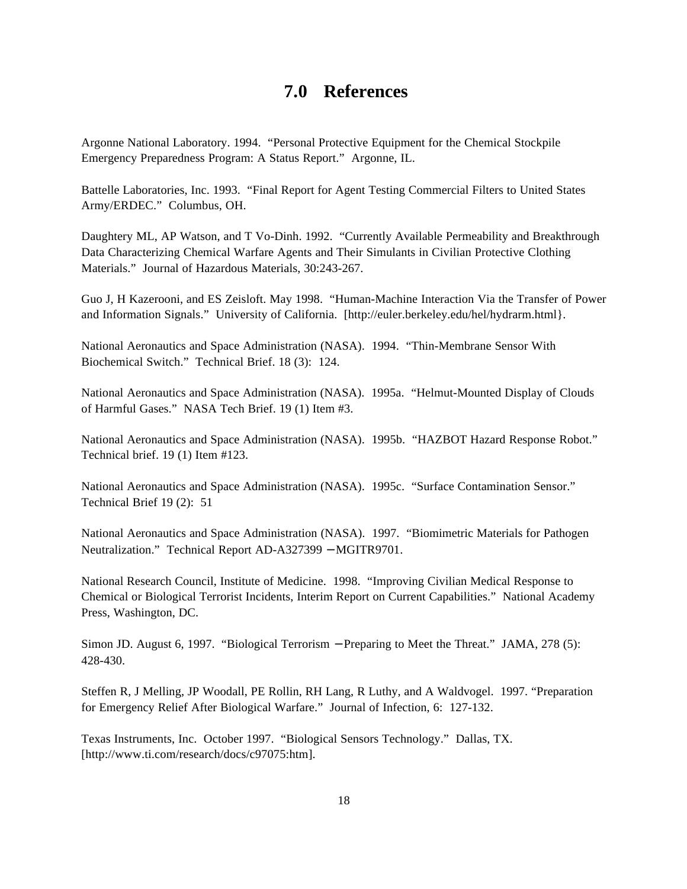# 7.0 References

Argonne National Laboratory. 1994. "Personal Protective Equipment for the Chemical Stockpile Emergency Preparedness Program: A Status Report." Argonne, IL.

Battelle Laboratories, Inc. 1993. "Final Report for Agent Testing Commercial Filters to United States Army/ERDEC." Columbus, OH.

Daughtery ML, AP Watson, and T Vo-Dinh. 1992. "Currently Available Permeability and Breakthrough Data Characterizing Chemical Warfare Agents and Their Simulants in Civilian Protective Clothing Materials." Journal of Hazardous Materials, 30:243-267.

Guo J, H Kazerooni, and ES Zeisloft. May 1998. "Human-Machine Interaction Via the Transfer of Power and Information Signals." University of California. [http://euler.berkeley.edu/hel/hydrarm.html}.

National Aeronautics and Space Administration (NASA). 1994. "Thin-Membrane Sensor With Biochemical Switch." Technical Brief. 18 (3): 124.

National Aeronautics and Space Administration (NASA). 1995a. "Helmut-Mounted Display of Clouds of Harmful Gases." NASA Tech Brief. 19 (1) Item #3.

National Aeronautics and Space Administration (NASA). 1995b. "HAZBOT Hazard Response Robot." Technical brief. 19 (1) Item #123.

National Aeronautics and Space Administration (NASA). 1995c. "Surface Contamination Sensor." Technical Brief 19 (2): 51

National Aeronautics and Space Administration (NASA). 1997. "Biomimetric Materials for Pathogen Neutralization." Technical Report AD-A327399 – MGITR9701.

National Research Council, Institute of Medicine. 1998. "Improving Civilian Medical Response to Chemical or Biological Terrorist Incidents, Interim Report on Current Capabilities." National Academy Press, Washington, DC.

Simon JD. August 6, 1997. "Biological Terrorism – Preparing to Meet the Threat." JAMA, 278 (5): 428-430.

Steffen R, J Melling, JP Woodall, PE Rollin, RH Lang, R Luthy, and A Waldvogel. 1997. "Preparation for Emergency Relief After Biological Warfare." Journal of Infection, 6: 127-132.

Texas Instruments, Inc. October 1997. "Biological Sensors Technology." Dallas, TX. [http://www.ti.com/research/docs/c97075:htm].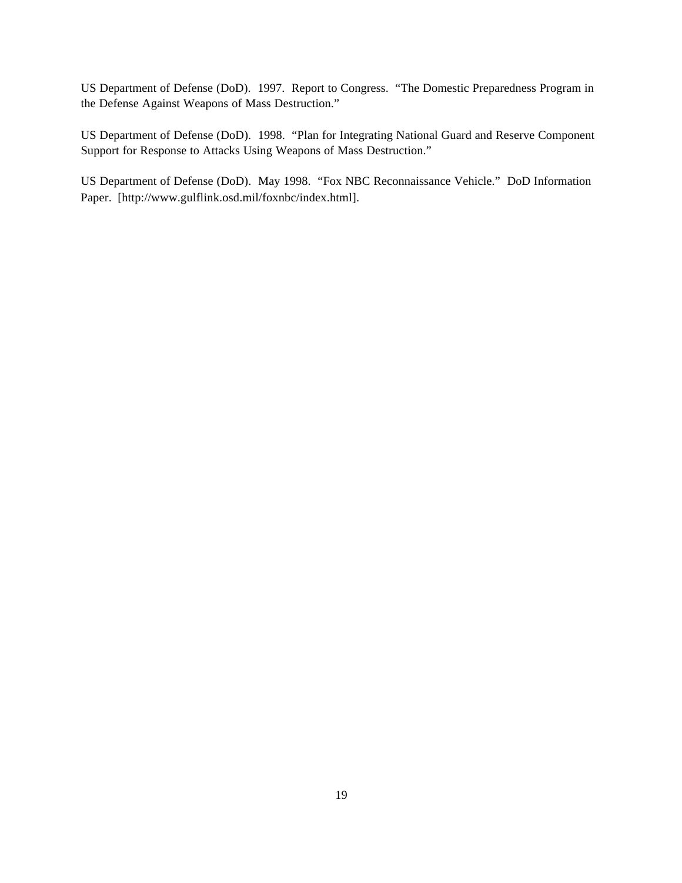US Department of Defense (DoD). 1997. Report to Congress. "The Domestic Preparedness Program in the Defense Against Weapons of Mass Destruction."

US Department of Defense (DoD). 1998. "Plan for Integrating National Guard and Reserve Component Support for Response to Attacks Using Weapons of Mass Destruction."

US Department of Defense (DoD). May 1998. "Fox NBC Reconnaissance Vehicle." DoD Information Paper. [http://www.gulflink.osd.mil/foxnbc/index.html].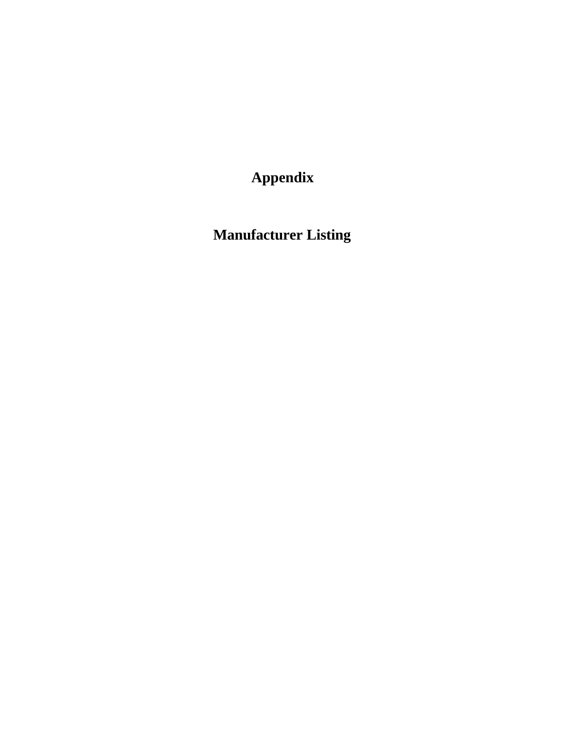# Appendix

# Manufacturer Listing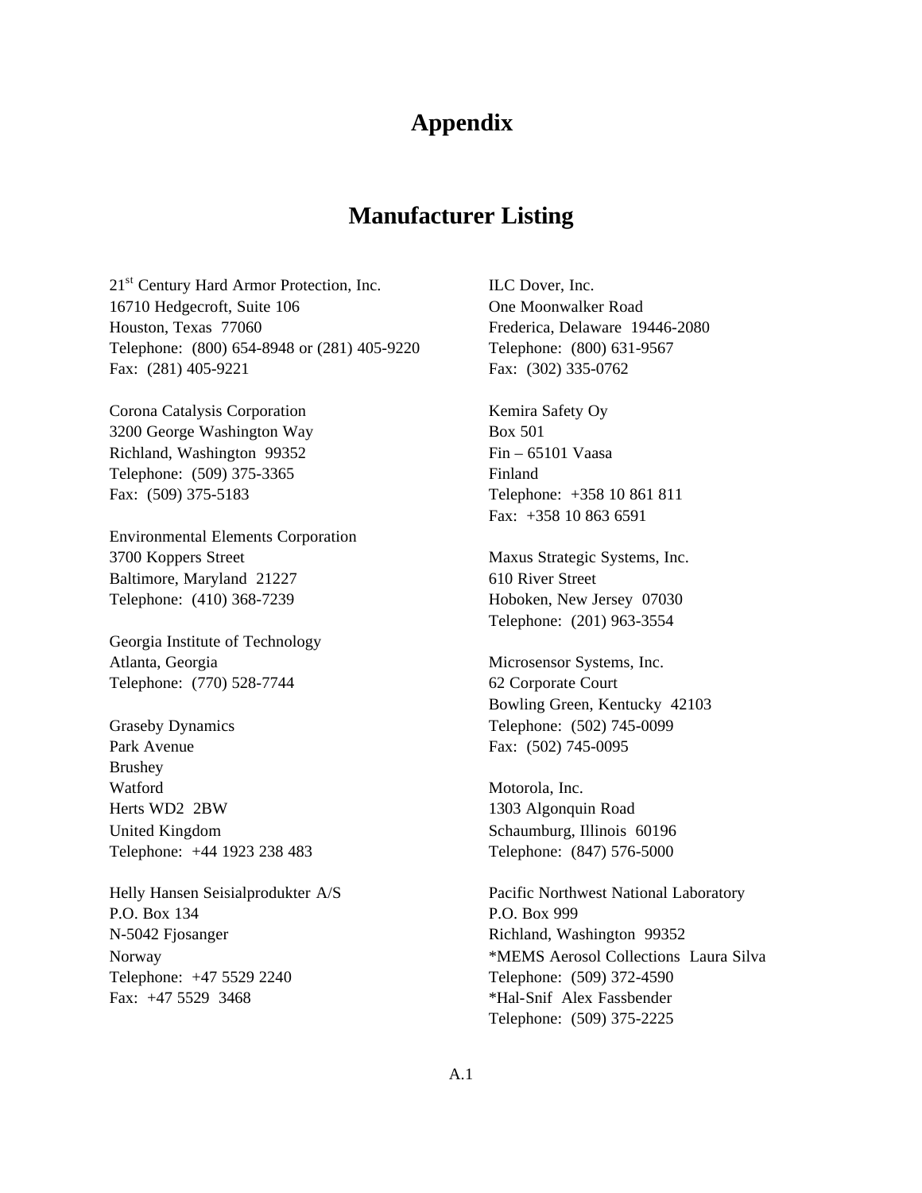# Appendix

## Manufacturer Listing

21st Century Hard Armor Protection, Inc.
16710 Hedgecroft, Suite 106
Houston, Texas 77060
Telephone: (800) 654-8948 or (281) 405-9220
Fax: (281) 405-9221

Corona Catalysis Corporation
3200 George Washington Way
Richland, Washington 99352
Telephone: (509) 375-3365
Fax: (509) 375-5183

Environmental Elements Corporation
3700 Koppers Street
Baltimore, Maryland 21227
Telephone: (410) 368-7239

Georgia Institute of Technology
Atlanta, Georgia
Telephone: (770) 528-7744

Graseby Dynamics
Park Avenue
Brushey
Watford
Herts WD2 2BW
United Kingdom
Telephone: +44 1923 238 483

Helly Hansen Seisialprodukter A/S
P.O. Box 134
N-5042 Fjosanger
Norway
Telephone: +47 5529 2240
Fax: +47 5529 3468

ILC Dover, Inc.
One Moonwalker Road
Frederica, Delaware 19446-2080
Telephone: (800) 631-9567
Fax: (302) 335-0762

Kemira Safety Oy
Box 501
Fin – 65101 Vaasa
Finland
Telephone: +358 10 861 811
Fax: +358 10 863 6591

Maxus Strategic Systems, Inc.
610 River Street
Hoboken, New Jersey 07030
Telephone: (201) 963-3554

Microsensor Systems, Inc.
62 Corporate Court
Bowling Green, Kentucky 42103
Telephone: (502) 745-0099
Fax: (502) 745-0095

Motorola, Inc.
1303 Algonquin Road
Schaumburg, Illinois 60196
Telephone: (847) 576-5000

Pacific Northwest National Laboratory
P.O. Box 999
Richland, Washington 99352
*MEMS Aerosol Collections Laura Silva
Telephone: (509) 372-4590
*Hal-Snif Alex Fassbender
Telephone: (509) 375-2225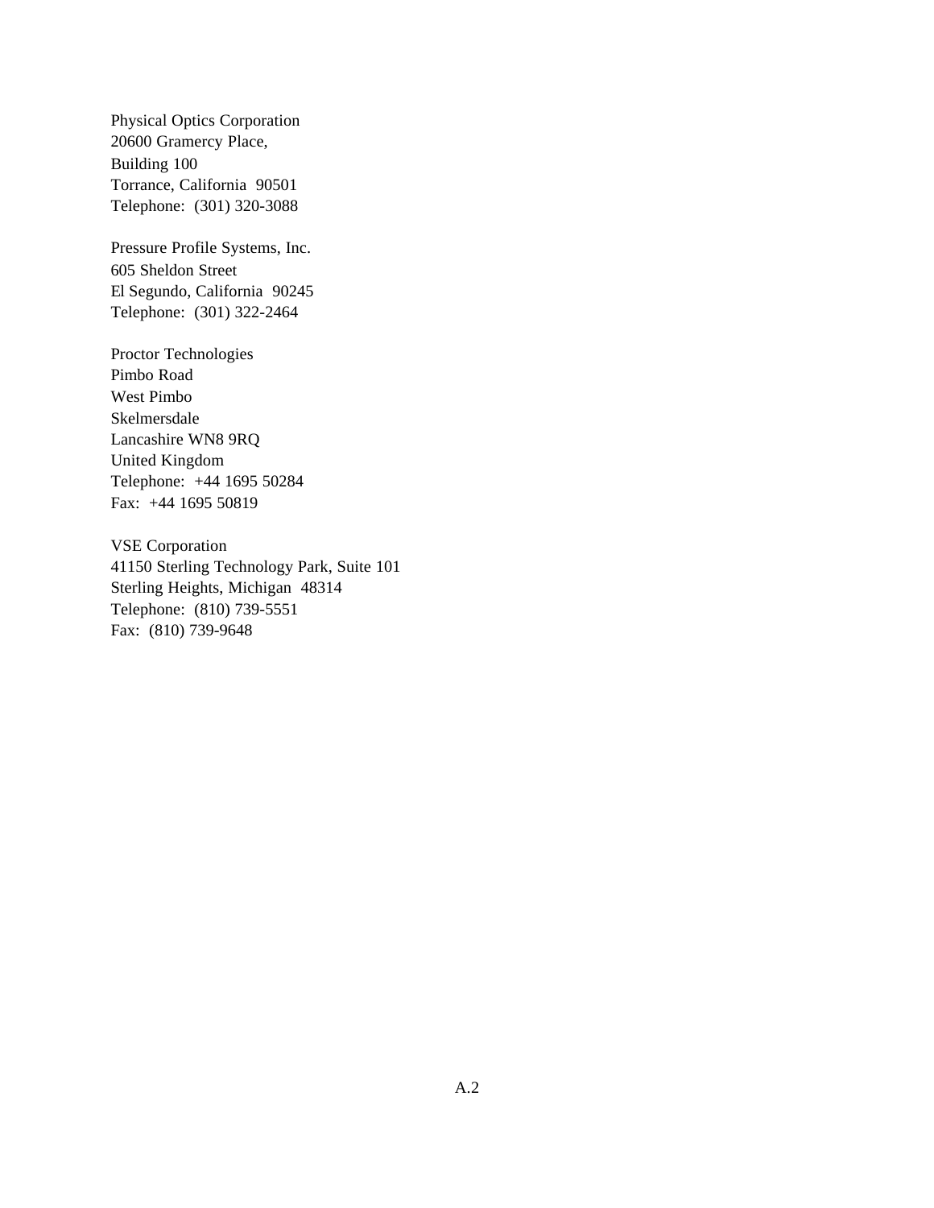Physical Optics Corporation
20600 Gramercy Place,
Building 100
Torrance, California  90501
Telephone:  (301) 320-3088

Pressure Profile Systems, Inc.
605 Sheldon Street
El Segundo, California  90245
Telephone:  (301) 322-2464

Proctor Technologies
Pimbo Road
West Pimbo
Skelmersdale
Lancashire WN8 9RQ
United Kingdom
Telephone:  +44 1695 50284
Fax:  +44 1695 50819

VSE Corporation
41150 Sterling Technology Park, Suite 101
Sterling Heights, Michigan  48314
Telephone:  (810) 739-5551
Fax:  (810) 739-9648